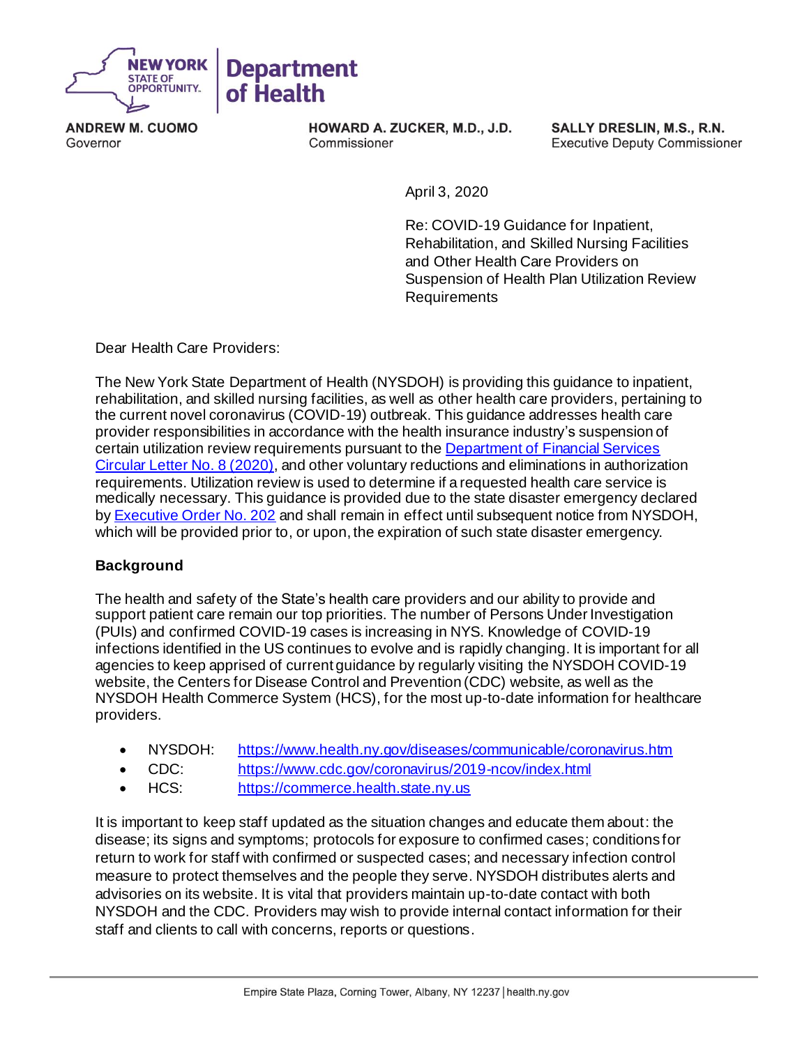NEW YORK STATE OF OPPORTUNITY. | Department of Health

**ANDREW M. CUOMO**
Governor

**HOWARD A. ZUCKER, M.D., J.D.**
Commissioner

**SALLY DRESLIN, M.S., R.N.**
Executive Deputy Commissioner

April 3, 2020

Re: COVID-19 Guidance for Inpatient, Rehabilitation, and Skilled Nursing Facilities and Other Health Care Providers on Suspension of Health Plan Utilization Review Requirements

Dear Health Care Providers:

The New York State Department of Health (NYSDOH) is providing this guidance to inpatient, rehabilitation, and skilled nursing facilities, as well as other health care providers, pertaining to the current novel coronavirus (COVID-19) outbreak. This guidance addresses health care provider responsibilities in accordance with the health insurance industry's suspension of certain utilization review requirements pursuant to the [Department of Financial Services Circular Letter No. 8 (2020)](), and other voluntary reductions and eliminations in authorization requirements. Utilization review is used to determine if a requested health care service is medically necessary. This guidance is provided due to the state disaster emergency declared by [Executive Order No. 202]() and shall remain in effect until subsequent notice from NYSDOH, which will be provided prior to, or upon, the expiration of such state disaster emergency.

**Background**

The health and safety of the State's health care providers and our ability to provide and support patient care remain our top priorities. The number of Persons Under Investigation (PUIs) and confirmed COVID-19 cases is increasing in NYS. Knowledge of COVID-19 infections identified in the US continues to evolve and is rapidly changing. It is important for all agencies to keep apprised of current guidance by regularly visiting the NYSDOH COVID-19 website, the Centers for Disease Control and Prevention (CDC) website, as well as the NYSDOH Health Commerce System (HCS), for the most up-to-date information for healthcare providers.

- NYSDOH: https://www.health.ny.gov/diseases/communicable/coronavirus.htm
- CDC: https://www.cdc.gov/coronavirus/2019-ncov/index.html
- HCS: https://commerce.health.state.ny.us

It is important to keep staff updated as the situation changes and educate them about: the disease; its signs and symptoms; protocols for exposure to confirmed cases; conditions for return to work for staff with confirmed or suspected cases; and necessary infection control measure to protect themselves and the people they serve. NYSDOH distributes alerts and advisories on its website. It is vital that providers maintain up-to-date contact with both NYSDOH and the CDC. Providers may wish to provide internal contact information for their staff and clients to call with concerns, reports or questions.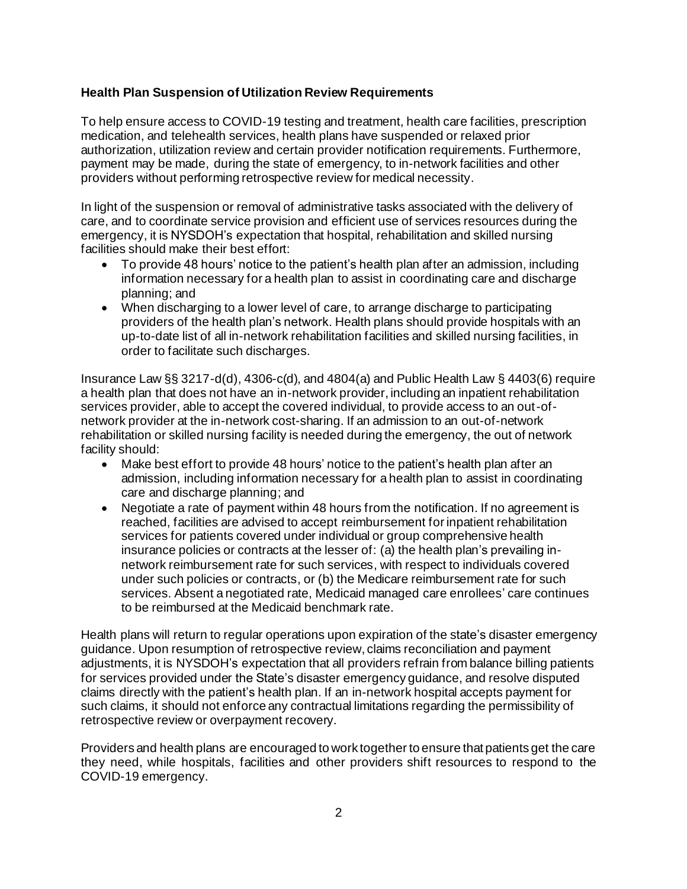### Health Plan Suspension of Utilization Review Requirements

To help ensure access to COVID-19 testing and treatment, health care facilities, prescription medication, and telehealth services, health plans have suspended or relaxed prior authorization, utilization review and certain provider notification requirements. Furthermore, payment may be made, during the state of emergency, to in-network facilities and other providers without performing retrospective review for medical necessity.

In light of the suspension or removal of administrative tasks associated with the delivery of care, and to coordinate service provision and efficient use of services resources during the emergency, it is NYSDOH's expectation that hospital, rehabilitation and skilled nursing facilities should make their best effort:

- To provide 48 hours' notice to the patient's health plan after an admission, including information necessary for a health plan to assist in coordinating care and discharge planning; and
- When discharging to a lower level of care, to arrange discharge to participating providers of the health plan's network. Health plans should provide hospitals with an up-to-date list of all in-network rehabilitation facilities and skilled nursing facilities, in order to facilitate such discharges.

Insurance Law §§ 3217-d(d), 4306-c(d), and 4804(a) and Public Health Law § 4403(6) require a health plan that does not have an in-network provider, including an inpatient rehabilitation services provider, able to accept the covered individual, to provide access to an out-of-network provider at the in-network cost-sharing. If an admission to an out-of-network rehabilitation or skilled nursing facility is needed during the emergency, the out of network facility should:

- Make best effort to provide 48 hours' notice to the patient's health plan after an admission, including information necessary for a health plan to assist in coordinating care and discharge planning; and
- Negotiate a rate of payment within 48 hours from the notification. If no agreement is reached, facilities are advised to accept reimbursement for inpatient rehabilitation services for patients covered under individual or group comprehensive health insurance policies or contracts at the lesser of: (a) the health plan's prevailing in-network reimbursement rate for such services, with respect to individuals covered under such policies or contracts, or (b) the Medicare reimbursement rate for such services. Absent a negotiated rate, Medicaid managed care enrollees' care continues to be reimbursed at the Medicaid benchmark rate.

Health plans will return to regular operations upon expiration of the state's disaster emergency guidance. Upon resumption of retrospective review, claims reconciliation and payment adjustments, it is NYSDOH's expectation that all providers refrain from balance billing patients for services provided under the State's disaster emergency guidance, and resolve disputed claims directly with the patient's health plan. If an in-network hospital accepts payment for such claims, it should not enforce any contractual limitations regarding the permissibility of retrospective review or overpayment recovery.

Providers and health plans are encouraged to work together to ensure that patients get the care they need, while hospitals, facilities and other providers shift resources to respond to the COVID-19 emergency.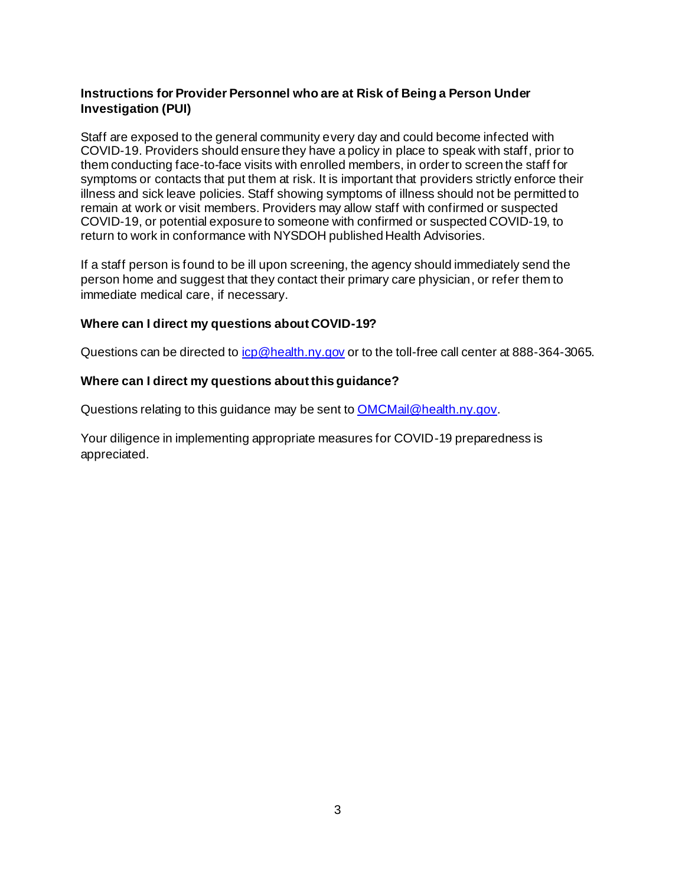**Instructions for Provider Personnel who are at Risk of Being a Person Under Investigation (PUI)**

Staff are exposed to the general community every day and could become infected with COVID-19. Providers should ensure they have a policy in place to speak with staff, prior to them conducting face-to-face visits with enrolled members, in order to screen the staff for symptoms or contacts that put them at risk. It is important that providers strictly enforce their illness and sick leave policies. Staff showing symptoms of illness should not be permitted to remain at work or visit members. Providers may allow staff with confirmed or suspected COVID-19, or potential exposure to someone with confirmed or suspected COVID-19, to return to work in conformance with NYSDOH published Health Advisories.

If a staff person is found to be ill upon screening, the agency should immediately send the person home and suggest that they contact their primary care physician, or refer them to immediate medical care, if necessary.

**Where can I direct my questions about COVID-19?**

Questions can be directed to icp@health.ny.gov or to the toll-free call center at 888-364-3065.

**Where can I direct my questions about this guidance?**

Questions relating to this guidance may be sent to OMCMail@health.ny.gov.

Your diligence in implementing appropriate measures for COVID-19 preparedness is appreciated.